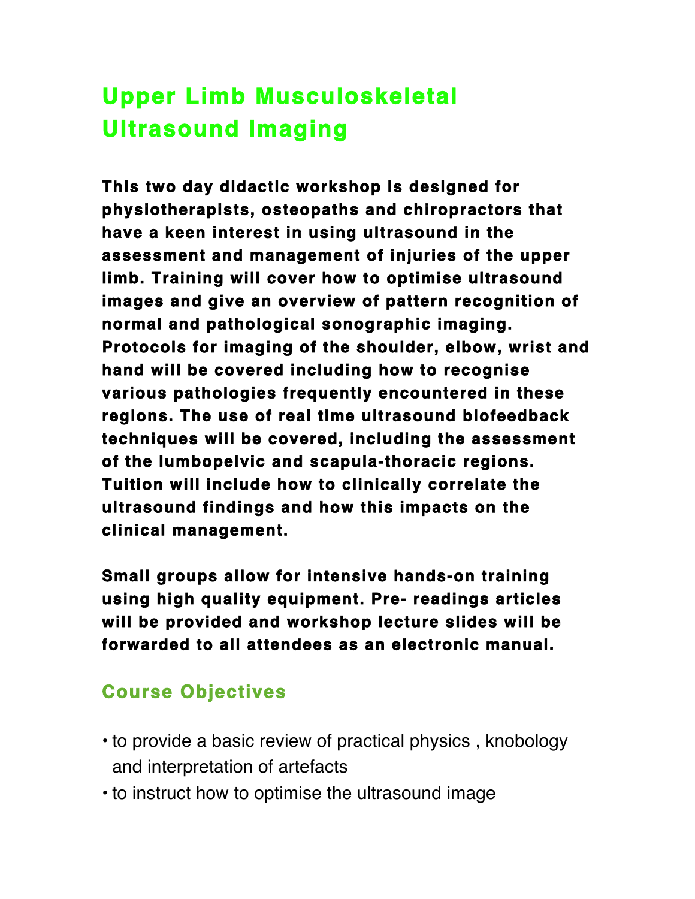# Upper Limb Musculoskeletal Ultrasound Imaging

**This two day didactic workshop is designed for physiotherapists, osteopaths and chiropractors that have a keen interest in using ultrasound in the assessment and management of injuries of the upper limb. Training will cover how to optimise ultrasound images and give an overview of pattern recognition of normal and pathological sonographic imaging. Protocols for imaging of the shoulder, elbow, wrist and hand will be covered including how to recognise various pathologies frequently encountered in these regions. The use of real time ultrasound biofeedback techniques will be covered, including the assessment of the lumbopelvic and scapula-thoracic regions. Tuition will include how to clinically correlate the ultrasound findings and how this impacts on the clinical management.**

**Small groups allow for intensive hands-on training using high quality equipment. Pre- readings articles will be provided and workshop lecture slides will be forwarded to all attendees as an electronic manual.**

## Course Objectives

- to provide a basic review of practical physics , knobology and interpretation of artefacts
- to instruct how to optimise the ultrasound image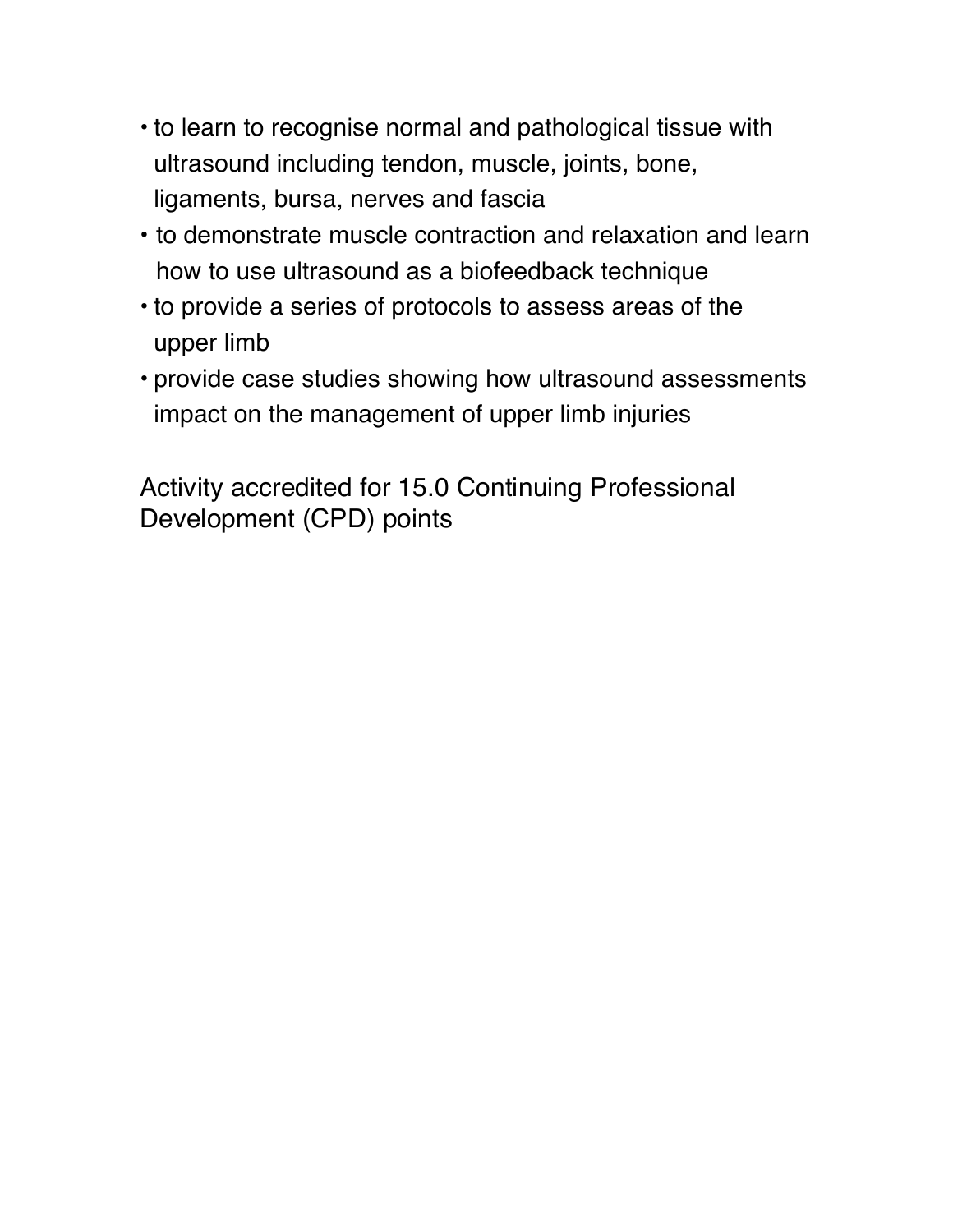- to learn to recognise normal and pathological tissue with ultrasound including tendon, muscle, joints, bone, ligaments, bursa, nerves and fascia
- to demonstrate muscle contraction and relaxation and learn how to use ultrasound as a biofeedback technique
- to provide a series of protocols to assess areas of the upper limb
- provide case studies showing how ultrasound assessments impact on the management of upper limb injuries

Activity accredited for 15.0 Continuing Professional Development (CPD) points